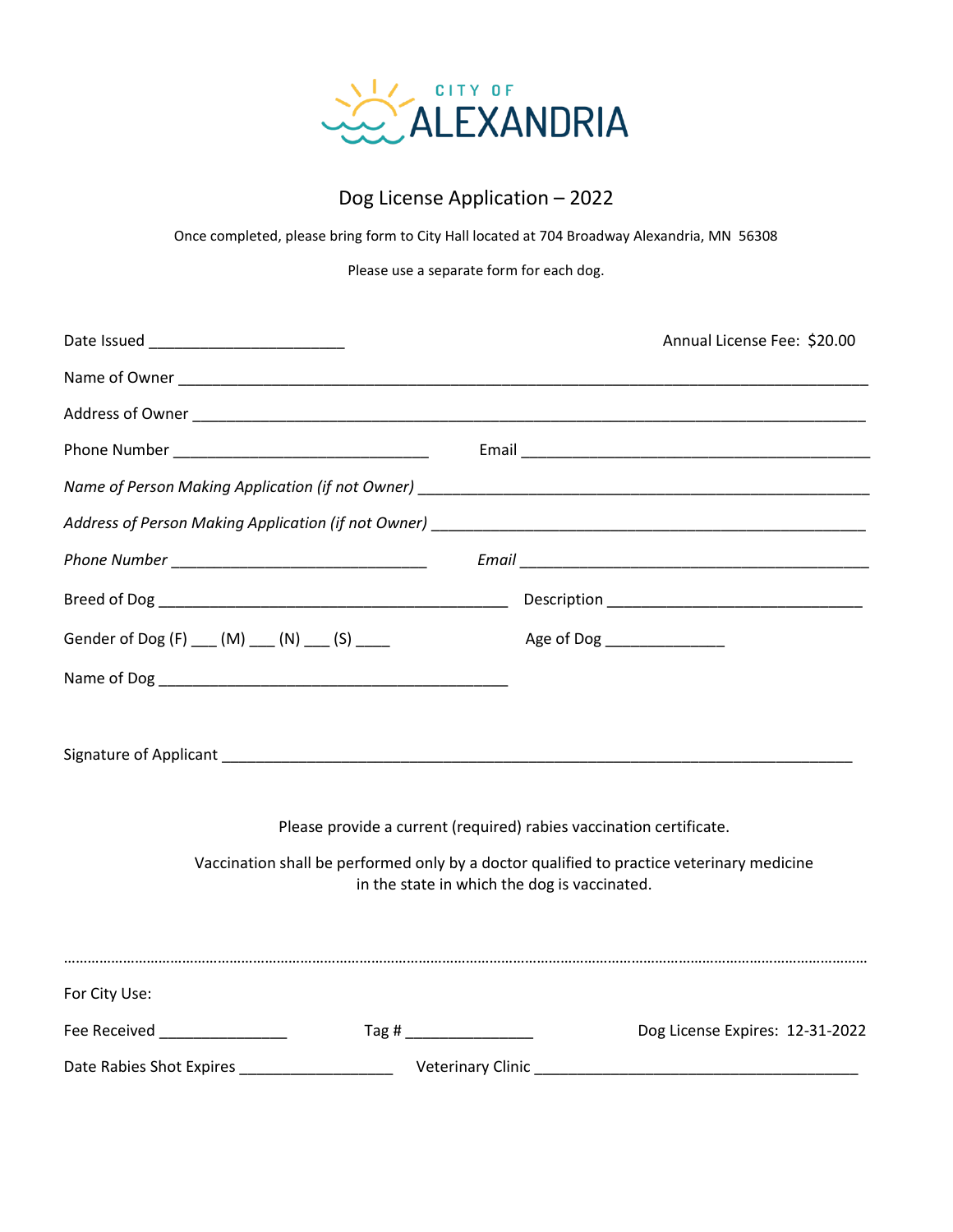CITY OF ALEXANDRIA

# Dog License Application – 2022

Once completed, please bring form to City Hall located at 704 Broadway Alexandria, MN 56308

Please use a separate form for each dog.

Date Issued ______________________ Annual License Fee: $20.00

Name of Owner ______________________________________________________________________________

Address of Owner ____________________________________________________________________________

Phone Number ____________________________ Email _______________________________________

*Name of Person Making Application (if not Owner)* ___________________________________________________

*Address of Person Making Application (if not Owner)* _________________________________________________

*Phone Number* ____________________________ *Email* _______________________________________

Breed of Dog ________________________________________ Description ____________________________

Gender of Dog (F) ___ (M) ___ (N) ___ (S) ____ Age of Dog _____________

Name of Dog ________________________________________

Signature of Applicant _______________________________________________________________________

Please provide a current (required) rabies vaccination certificate.

Vaccination shall be performed only by a doctor qualified to practice veterinary medicine in the state in which the dog is vaccinated.

……………………………………………………………………………………………………………………………………………………

For City Use:

Fee Received ______________ Tag # ______________ Dog License Expires: 12-31-2022

Date Rabies Shot Expires _________________ Veterinary Clinic _____________________________________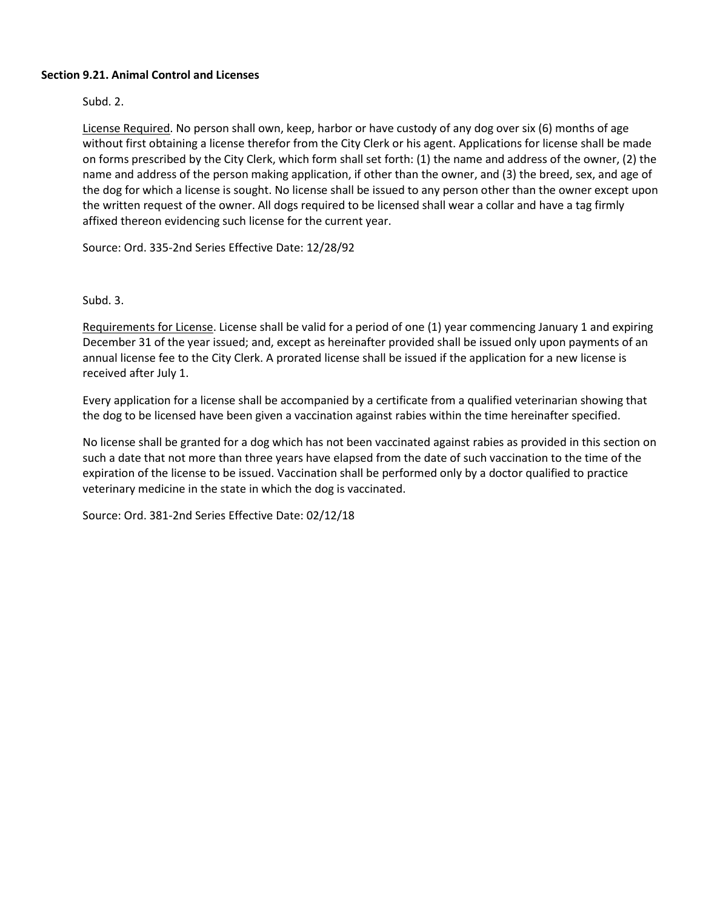**Section 9.21. Animal Control and Licenses**

Subd. 2.

<u>License Required</u>. No person shall own, keep, harbor or have custody of any dog over six (6) months of age without first obtaining a license therefor from the City Clerk or his agent. Applications for license shall be made on forms prescribed by the City Clerk, which form shall set forth: (1) the name and address of the owner, (2) the name and address of the person making application, if other than the owner, and (3) the breed, sex, and age of the dog for which a license is sought. No license shall be issued to any person other than the owner except upon the written request of the owner. All dogs required to be licensed shall wear a collar and have a tag firmly affixed thereon evidencing such license for the current year.

Source: Ord. 335-2nd Series Effective Date: 12/28/92

Subd. 3.

<u>Requirements for License</u>. License shall be valid for a period of one (1) year commencing January 1 and expiring December 31 of the year issued; and, except as hereinafter provided shall be issued only upon payments of an annual license fee to the City Clerk. A prorated license shall be issued if the application for a new license is received after July 1.

Every application for a license shall be accompanied by a certificate from a qualified veterinarian showing that the dog to be licensed have been given a vaccination against rabies within the time hereinafter specified.

No license shall be granted for a dog which has not been vaccinated against rabies as provided in this section on such a date that not more than three years have elapsed from the date of such vaccination to the time of the expiration of the license to be issued. Vaccination shall be performed only by a doctor qualified to practice veterinary medicine in the state in which the dog is vaccinated.

Source: Ord. 381-2nd Series Effective Date: 02/12/18